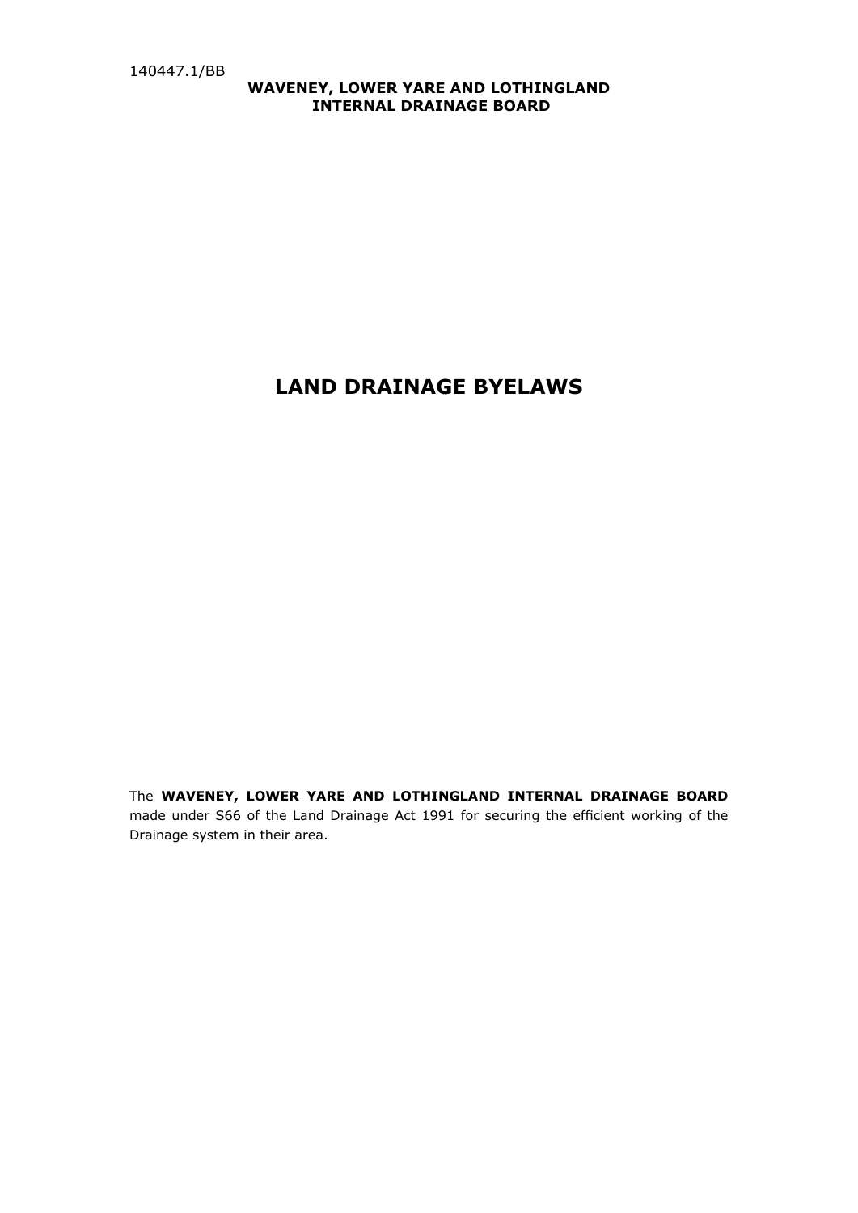140447.1/BB

**WAVENEY, LOWER YARE AND LOTHINGLAND INTERNAL DRAINAGE BOARD**

# LAND DRAINAGE BYELAWS

The **WAVENEY, LOWER YARE AND LOTHINGLAND INTERNAL DRAINAGE BOARD** made under S66 of the Land Drainage Act 1991 for securing the efficient working of the Drainage system in their area.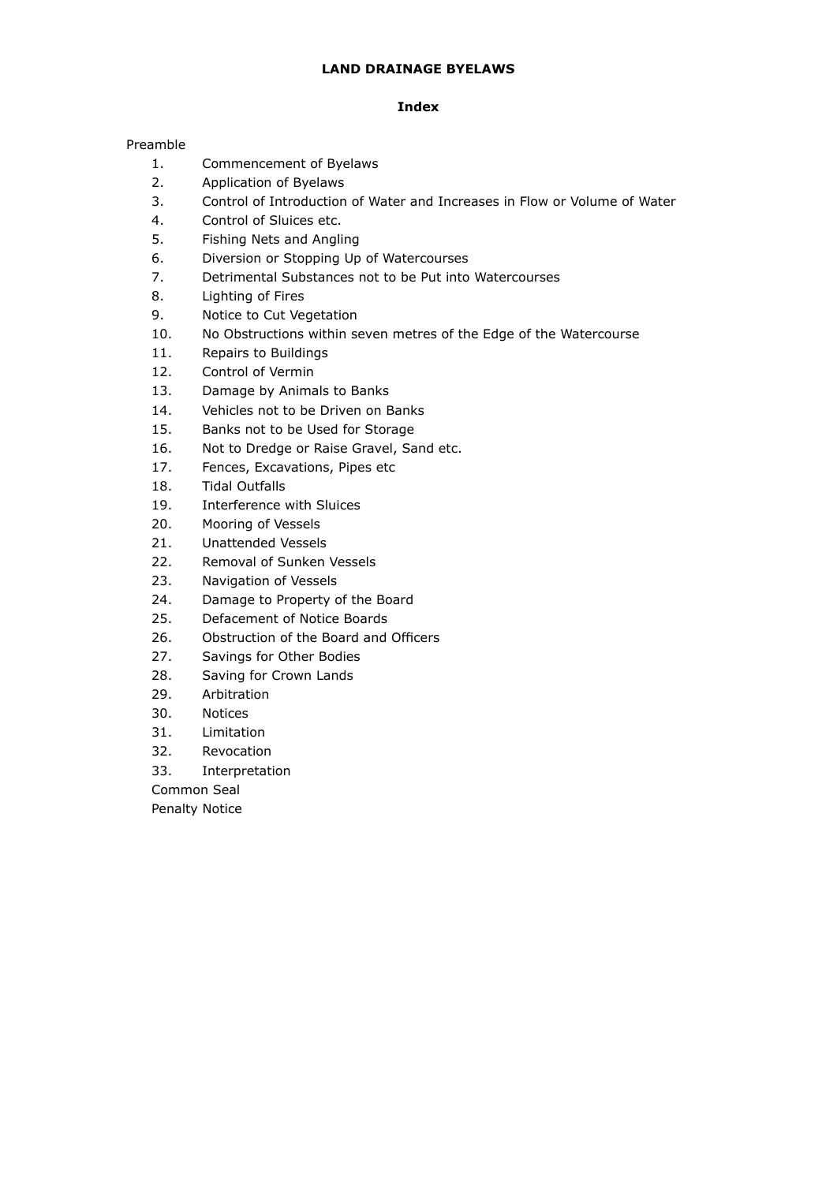**LAND DRAINAGE BYELAWS**

**Index**

Preamble

1. Commencement of Byelaws
2. Application of Byelaws
3. Control of Introduction of Water and Increases in Flow or Volume of Water
4. Control of Sluices etc.
5. Fishing Nets and Angling
6. Diversion or Stopping Up of Watercourses
7. Detrimental Substances not to be Put into Watercourses
8. Lighting of Fires
9. Notice to Cut Vegetation
10. No Obstructions within seven metres of the Edge of the Watercourse
11. Repairs to Buildings
12. Control of Vermin
13. Damage by Animals to Banks
14. Vehicles not to be Driven on Banks
15. Banks not to be Used for Storage
16. Not to Dredge or Raise Gravel, Sand etc.
17. Fences, Excavations, Pipes etc
18. Tidal Outfalls
19. Interference with Sluices
20. Mooring of Vessels
21. Unattended Vessels
22. Removal of Sunken Vessels
23. Navigation of Vessels
24. Damage to Property of the Board
25. Defacement of Notice Boards
26. Obstruction of the Board and Officers
27. Savings for Other Bodies
28. Saving for Crown Lands
29. Arbitration
30. Notices
31. Limitation
32. Revocation
33. Interpretation

Common Seal

Penalty Notice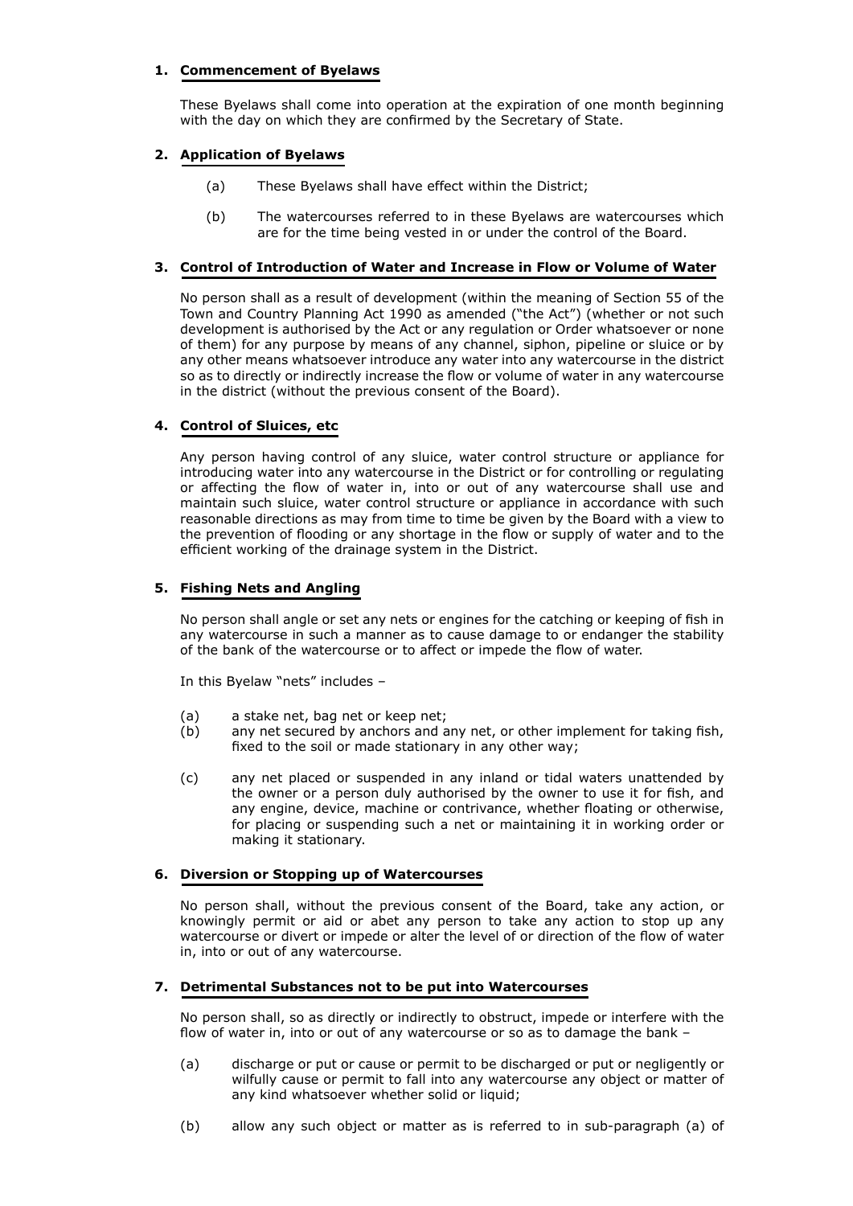## 1. Commencement of Byelaws

These Byelaws shall come into operation at the expiration of one month beginning with the day on which they are confirmed by the Secretary of State.

## 2. Application of Byelaws

(a) These Byelaws shall have effect within the District;

(b) The watercourses referred to in these Byelaws are watercourses which are for the time being vested in or under the control of the Board.

## 3. Control of Introduction of Water and Increase in Flow or Volume of Water

No person shall as a result of development (within the meaning of Section 55 of the Town and Country Planning Act 1990 as amended ("the Act") (whether or not such development is authorised by the Act or any regulation or Order whatsoever or none of them) for any purpose by means of any channel, siphon, pipeline or sluice or by any other means whatsoever introduce any water into any watercourse in the district so as to directly or indirectly increase the flow or volume of water in any watercourse in the district (without the previous consent of the Board).

## 4. Control of Sluices, etc

Any person having control of any sluice, water control structure or appliance for introducing water into any watercourse in the District or for controlling or regulating or affecting the flow of water in, into or out of any watercourse shall use and maintain such sluice, water control structure or appliance in accordance with such reasonable directions as may from time to time be given by the Board with a view to the prevention of flooding or any shortage in the flow or supply of water and to the efficient working of the drainage system in the District.

## 5. Fishing Nets and Angling

No person shall angle or set any nets or engines for the catching or keeping of fish in any watercourse in such a manner as to cause damage to or endanger the stability of the bank of the watercourse or to affect or impede the flow of water.

In this Byelaw "nets" includes –

(a) a stake net, bag net or keep net;

(b) any net secured by anchors and any net, or other implement for taking fish, fixed to the soil or made stationary in any other way;

(c) any net placed or suspended in any inland or tidal waters unattended by the owner or a person duly authorised by the owner to use it for fish, and any engine, device, machine or contrivance, whether floating or otherwise, for placing or suspending such a net or maintaining it in working order or making it stationary.

## 6. Diversion or Stopping up of Watercourses

No person shall, without the previous consent of the Board, take any action, or knowingly permit or aid or abet any person to take any action to stop up any watercourse or divert or impede or alter the level of or direction of the flow of water in, into or out of any watercourse.

## 7. Detrimental Substances not to be put into Watercourses

No person shall, so as directly or indirectly to obstruct, impede or interfere with the flow of water in, into or out of any watercourse or so as to damage the bank –

(a) discharge or put or cause or permit to be discharged or put or negligently or wilfully cause or permit to fall into any watercourse any object or matter of any kind whatsoever whether solid or liquid;

(b) allow any such object or matter as is referred to in sub-paragraph (a) of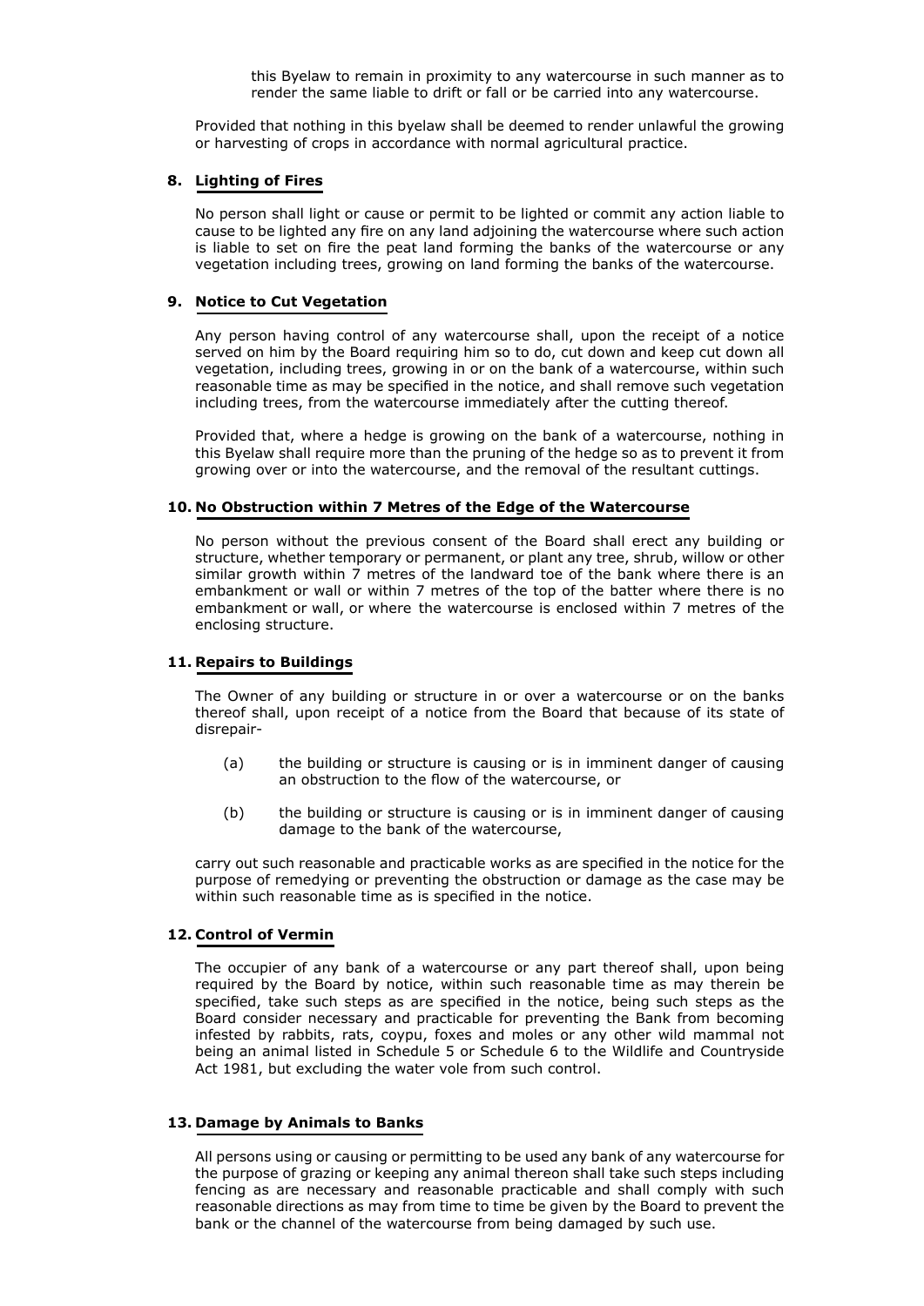this Byelaw to remain in proximity to any watercourse in such manner as to render the same liable to drift or fall or be carried into any watercourse.

Provided that nothing in this byelaw shall be deemed to render unlawful the growing or harvesting of crops in accordance with normal agricultural practice.

## 8. Lighting of Fires

No person shall light or cause or permit to be lighted or commit any action liable to cause to be lighted any fire on any land adjoining the watercourse where such action is liable to set on fire the peat land forming the banks of the watercourse or any vegetation including trees, growing on land forming the banks of the watercourse.

## 9. Notice to Cut Vegetation

Any person having control of any watercourse shall, upon the receipt of a notice served on him by the Board requiring him so to do, cut down and keep cut down all vegetation, including trees, growing in or on the bank of a watercourse, within such reasonable time as may be specified in the notice, and shall remove such vegetation including trees, from the watercourse immediately after the cutting thereof.

Provided that, where a hedge is growing on the bank of a watercourse, nothing in this Byelaw shall require more than the pruning of the hedge so as to prevent it from growing over or into the watercourse, and the removal of the resultant cuttings.

## 10. No Obstruction within 7 Metres of the Edge of the Watercourse

No person without the previous consent of the Board shall erect any building or structure, whether temporary or permanent, or plant any tree, shrub, willow or other similar growth within 7 metres of the landward toe of the bank where there is an embankment or wall or within 7 metres of the top of the batter where there is no embankment or wall, or where the watercourse is enclosed within 7 metres of the enclosing structure.

## 11. Repairs to Buildings

The Owner of any building or structure in or over a watercourse or on the banks thereof shall, upon receipt of a notice from the Board that because of its state of disrepair-

(a) the building or structure is causing or is in imminent danger of causing an obstruction to the flow of the watercourse, or

(b) the building or structure is causing or is in imminent danger of causing damage to the bank of the watercourse,

carry out such reasonable and practicable works as are specified in the notice for the purpose of remedying or preventing the obstruction or damage as the case may be within such reasonable time as is specified in the notice.

## 12. Control of Vermin

The occupier of any bank of a watercourse or any part thereof shall, upon being required by the Board by notice, within such reasonable time as may therein be specified, take such steps as are specified in the notice, being such steps as the Board consider necessary and practicable for preventing the Bank from becoming infested by rabbits, rats, coypu, foxes and moles or any other wild mammal not being an animal listed in Schedule 5 or Schedule 6 to the Wildlife and Countryside Act 1981, but excluding the water vole from such control.

## 13. Damage by Animals to Banks

All persons using or causing or permitting to be used any bank of any watercourse for the purpose of grazing or keeping any animal thereon shall take such steps including fencing as are necessary and reasonable practicable and shall comply with such reasonable directions as may from time to time be given by the Board to prevent the bank or the channel of the watercourse from being damaged by such use.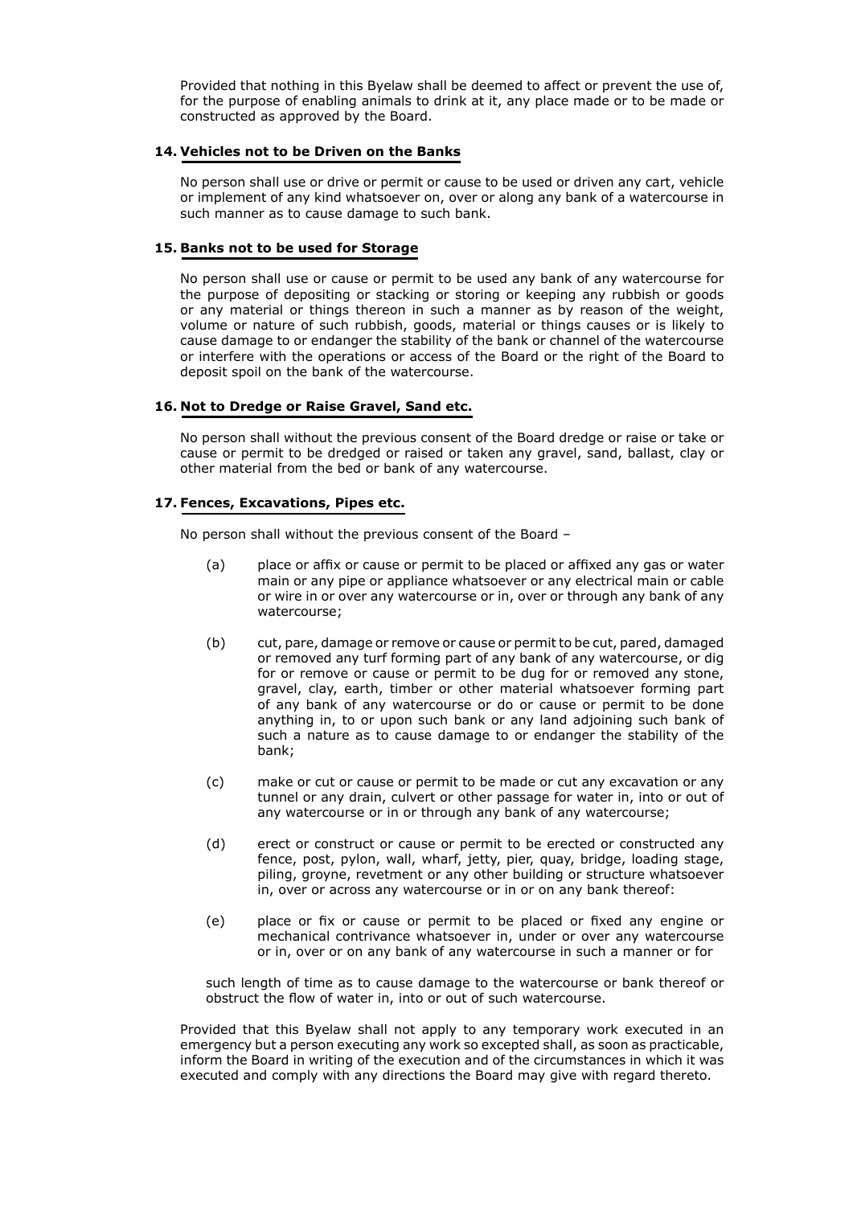Provided that nothing in this Byelaw shall be deemed to affect or prevent the use of, for the purpose of enabling animals to drink at it, any place made or to be made or constructed as approved by the Board.

### 14. Vehicles not to be Driven on the Banks

No person shall use or drive or permit or cause to be used or driven any cart, vehicle or implement of any kind whatsoever on, over or along any bank of a watercourse in such manner as to cause damage to such bank.

### 15. Banks not to be used for Storage

No person shall use or cause or permit to be used any bank of any watercourse for the purpose of depositing or stacking or storing or keeping any rubbish or goods or any material or things thereon in such a manner as by reason of the weight, volume or nature of such rubbish, goods, material or things causes or is likely to cause damage to or endanger the stability of the bank or channel of the watercourse or interfere with the operations or access of the Board or the right of the Board to deposit spoil on the bank of the watercourse.

### 16. Not to Dredge or Raise Gravel, Sand etc.

No person shall without the previous consent of the Board dredge or raise or take or cause or permit to be dredged or raised or taken any gravel, sand, ballast, clay or other material from the bed or bank of any watercourse.

### 17. Fences, Excavations, Pipes etc.

No person shall without the previous consent of the Board –

(a) place or affix or cause or permit to be placed or affixed any gas or water main or any pipe or appliance whatsoever or any electrical main or cable or wire in or over any watercourse or in, over or through any bank of any watercourse;

(b) cut, pare, damage or remove or cause or permit to be cut, pared, damaged or removed any turf forming part of any bank of any watercourse, or dig for or remove or cause or permit to be dug for or removed any stone, gravel, clay, earth, timber or other material whatsoever forming part of any bank of any watercourse or do or cause or permit to be done anything in, to or upon such bank or any land adjoining such bank of such a nature as to cause damage to or endanger the stability of the bank;

(c) make or cut or cause or permit to be made or cut any excavation or any tunnel or any drain, culvert or other passage for water in, into or out of any watercourse or in or through any bank of any watercourse;

(d) erect or construct or cause or permit to be erected or constructed any fence, post, pylon, wall, wharf, jetty, pier, quay, bridge, loading stage, piling, groyne, revetment or any other building or structure whatsoever in, over or across any watercourse or in or on any bank thereof:

(e) place or fix or cause or permit to be placed or fixed any engine or mechanical contrivance whatsoever in, under or over any watercourse or in, over or on any bank of any watercourse in such a manner or for

such length of time as to cause damage to the watercourse or bank thereof or obstruct the flow of water in, into or out of such watercourse.

Provided that this Byelaw shall not apply to any temporary work executed in an emergency but a person executing any work so excepted shall, as soon as practicable, inform the Board in writing of the execution and of the circumstances in which it was executed and comply with any directions the Board may give with regard thereto.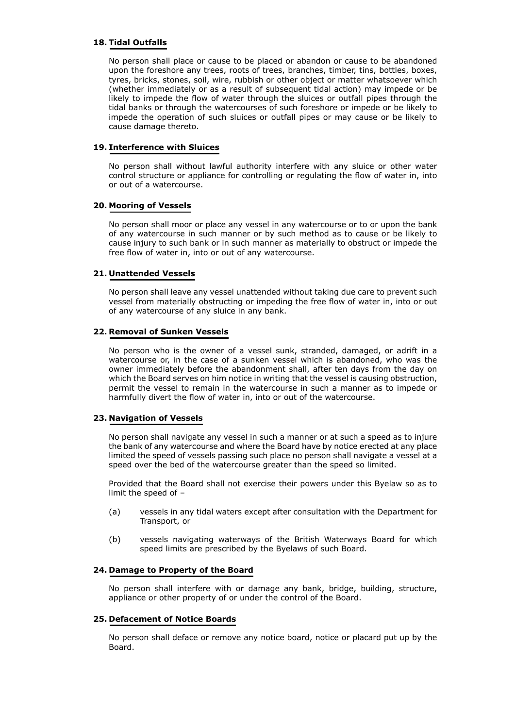## 18. Tidal Outfalls

No person shall place or cause to be placed or abandon or cause to be abandoned upon the foreshore any trees, roots of trees, branches, timber, tins, bottles, boxes, tyres, bricks, stones, soil, wire, rubbish or other object or matter whatsoever which (whether immediately or as a result of subsequent tidal action) may impede or be likely to impede the flow of water through the sluices or outfall pipes through the tidal banks or through the watercourses of such foreshore or impede or be likely to impede the operation of such sluices or outfall pipes or may cause or be likely to cause damage thereto.

## 19. Interference with Sluices

No person shall without lawful authority interfere with any sluice or other water control structure or appliance for controlling or regulating the flow of water in, into or out of a watercourse.

## 20. Mooring of Vessels

No person shall moor or place any vessel in any watercourse or to or upon the bank of any watercourse in such manner or by such method as to cause or be likely to cause injury to such bank or in such manner as materially to obstruct or impede the free flow of water in, into or out of any watercourse.

## 21. Unattended Vessels

No person shall leave any vessel unattended without taking due care to prevent such vessel from materially obstructing or impeding the free flow of water in, into or out of any watercourse of any sluice in any bank.

## 22. Removal of Sunken Vessels

No person who is the owner of a vessel sunk, stranded, damaged, or adrift in a watercourse or, in the case of a sunken vessel which is abandoned, who was the owner immediately before the abandonment shall, after ten days from the day on which the Board serves on him notice in writing that the vessel is causing obstruction, permit the vessel to remain in the watercourse in such a manner as to impede or harmfully divert the flow of water in, into or out of the watercourse.

## 23. Navigation of Vessels

No person shall navigate any vessel in such a manner or at such a speed as to injure the bank of any watercourse and where the Board have by notice erected at any place limited the speed of vessels passing such place no person shall navigate a vessel at a speed over the bed of the watercourse greater than the speed so limited.

Provided that the Board shall not exercise their powers under this Byelaw so as to limit the speed of –

(a) vessels in any tidal waters except after consultation with the Department for Transport, or

(b) vessels navigating waterways of the British Waterways Board for which speed limits are prescribed by the Byelaws of such Board.

## 24. Damage to Property of the Board

No person shall interfere with or damage any bank, bridge, building, structure, appliance or other property of or under the control of the Board.

## 25. Defacement of Notice Boards

No person shall deface or remove any notice board, notice or placard put up by the Board.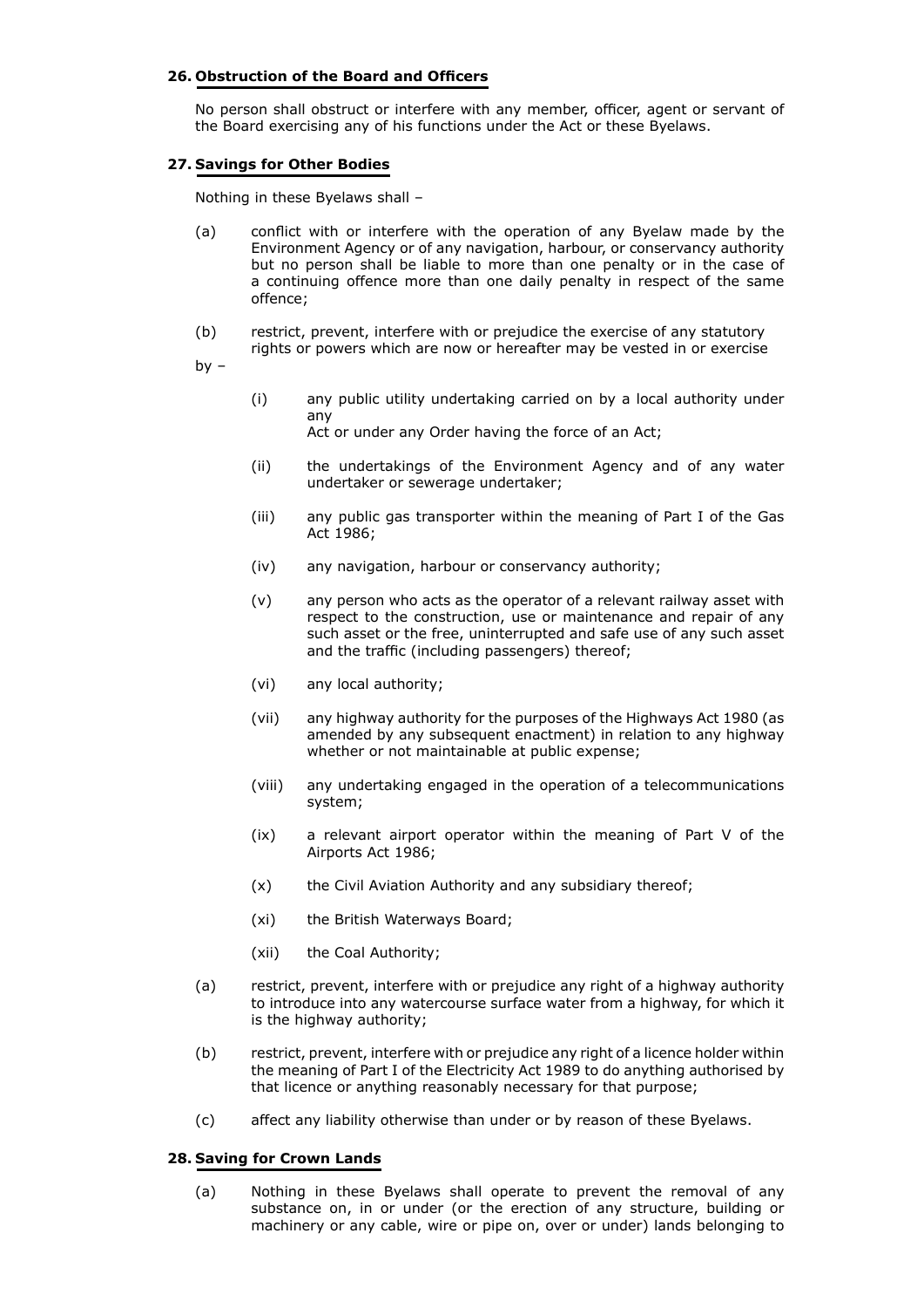### 26. Obstruction of the Board and Officers

No person shall obstruct or interfere with any member, officer, agent or servant of the Board exercising any of his functions under the Act or these Byelaws.

### 27. Savings for Other Bodies

Nothing in these Byelaws shall –

(a) conflict with or interfere with the operation of any Byelaw made by the Environment Agency or of any navigation, harbour, or conservancy authority but no person shall be liable to more than one penalty or in the case of a continuing offence more than one daily penalty in respect of the same offence;

(b) restrict, prevent, interfere with or prejudice the exercise of any statutory rights or powers which are now or hereafter may be vested in or exercise

by –

- (i) any public utility undertaking carried on by a local authority under any Act or under any Order having the force of an Act;
- (ii) the undertakings of the Environment Agency and of any water undertaker or sewerage undertaker;
- (iii) any public gas transporter within the meaning of Part I of the Gas Act 1986;
- (iv) any navigation, harbour or conservancy authority;
- (v) any person who acts as the operator of a relevant railway asset with respect to the construction, use or maintenance and repair of any such asset or the free, uninterrupted and safe use of any such asset and the traffic (including passengers) thereof;
- (vi) any local authority;
- (vii) any highway authority for the purposes of the Highways Act 1980 (as amended by any subsequent enactment) in relation to any highway whether or not maintainable at public expense;
- (viii) any undertaking engaged in the operation of a telecommunications system;
- (ix) a relevant airport operator within the meaning of Part V of the Airports Act 1986;
- (x) the Civil Aviation Authority and any subsidiary thereof;
- (xi) the British Waterways Board;
- (xii) the Coal Authority;

(a) restrict, prevent, interfere with or prejudice any right of a highway authority to introduce into any watercourse surface water from a highway, for which it is the highway authority;

(b) restrict, prevent, interfere with or prejudice any right of a licence holder within the meaning of Part I of the Electricity Act 1989 to do anything authorised by that licence or anything reasonably necessary for that purpose;

(c) affect any liability otherwise than under or by reason of these Byelaws.

### 28. Saving for Crown Lands

(a) Nothing in these Byelaws shall operate to prevent the removal of any substance on, in or under (or the erection of any structure, building or machinery or any cable, wire or pipe on, over or under) lands belonging to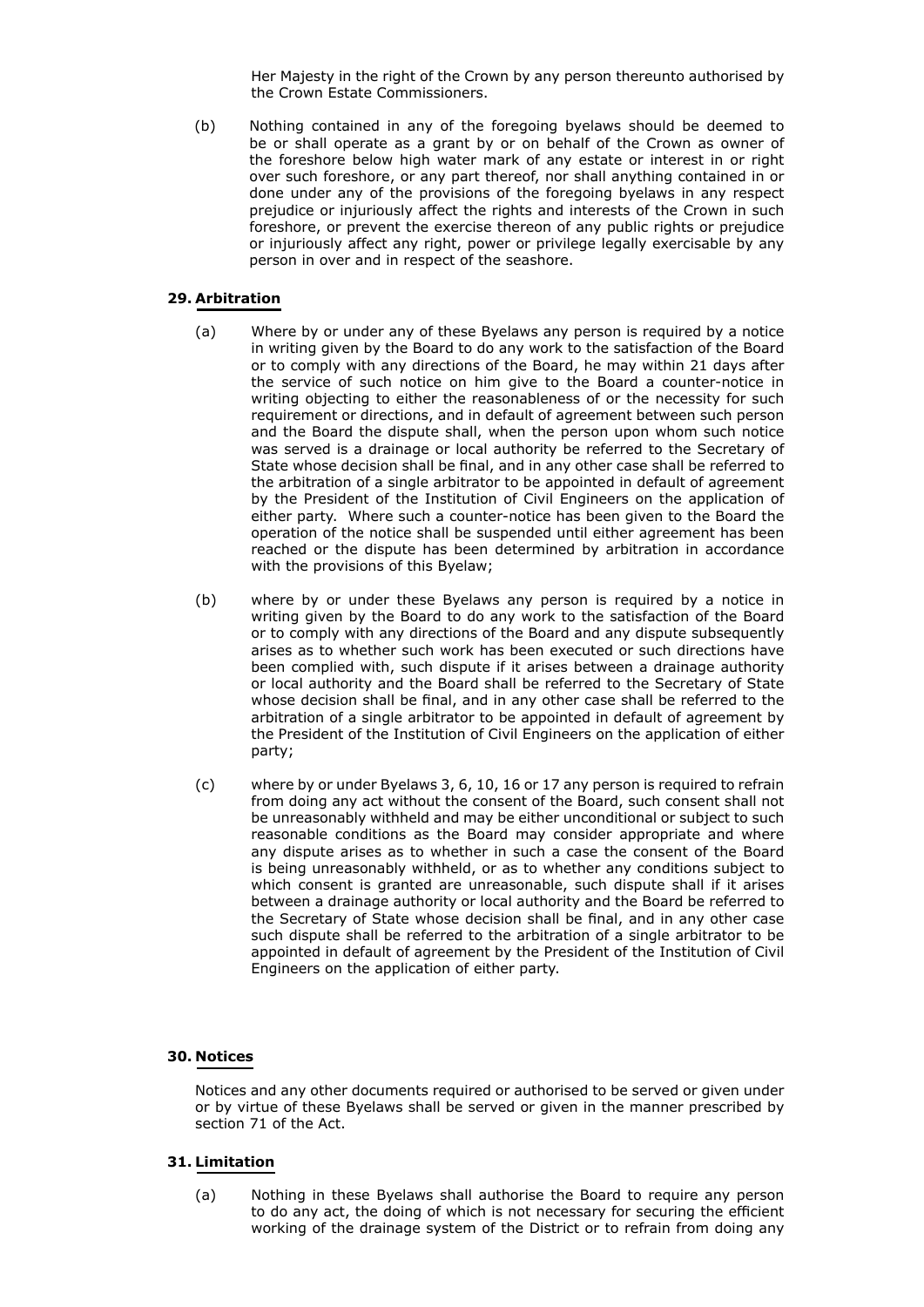Her Majesty in the right of the Crown by any person thereunto authorised by the Crown Estate Commissioners.

(b) Nothing contained in any of the foregoing byelaws should be deemed to be or shall operate as a grant by or on behalf of the Crown as owner of the foreshore below high water mark of any estate or interest in or right over such foreshore, or any part thereof, nor shall anything contained in or done under any of the provisions of the foregoing byelaws in any respect prejudice or injuriously affect the rights and interests of the Crown in such foreshore, or prevent the exercise thereon of any public rights or prejudice or injuriously affect any right, power or privilege legally exercisable by any person in over and in respect of the seashore.

## 29. Arbitration

(a) Where by or under any of these Byelaws any person is required by a notice in writing given by the Board to do any work to the satisfaction of the Board or to comply with any directions of the Board, he may within 21 days after the service of such notice on him give to the Board a counter-notice in writing objecting to either the reasonableness of or the necessity for such requirement or directions, and in default of agreement between such person and the Board the dispute shall, when the person upon whom such notice was served is a drainage or local authority be referred to the Secretary of State whose decision shall be final, and in any other case shall be referred to the arbitration of a single arbitrator to be appointed in default of agreement by the President of the Institution of Civil Engineers on the application of either party. Where such a counter-notice has been given to the Board the operation of the notice shall be suspended until either agreement has been reached or the dispute has been determined by arbitration in accordance with the provisions of this Byelaw;

(b) where by or under these Byelaws any person is required by a notice in writing given by the Board to do any work to the satisfaction of the Board or to comply with any directions of the Board and any dispute subsequently arises as to whether such work has been executed or such directions have been complied with, such dispute if it arises between a drainage authority or local authority and the Board shall be referred to the Secretary of State whose decision shall be final, and in any other case shall be referred to the arbitration of a single arbitrator to be appointed in default of agreement by the President of the Institution of Civil Engineers on the application of either party;

(c) where by or under Byelaws 3, 6, 10, 16 or 17 any person is required to refrain from doing any act without the consent of the Board, such consent shall not be unreasonably withheld and may be either unconditional or subject to such reasonable conditions as the Board may consider appropriate and where any dispute arises as to whether in such a case the consent of the Board is being unreasonably withheld, or as to whether any conditions subject to which consent is granted are unreasonable, such dispute shall if it arises between a drainage authority or local authority and the Board be referred to the Secretary of State whose decision shall be final, and in any other case such dispute shall be referred to the arbitration of a single arbitrator to be appointed in default of agreement by the President of the Institution of Civil Engineers on the application of either party.

## 30. Notices

Notices and any other documents required or authorised to be served or given under or by virtue of these Byelaws shall be served or given in the manner prescribed by section 71 of the Act.

## 31. Limitation

(a) Nothing in these Byelaws shall authorise the Board to require any person to do any act, the doing of which is not necessary for securing the efficient working of the drainage system of the District or to refrain from doing any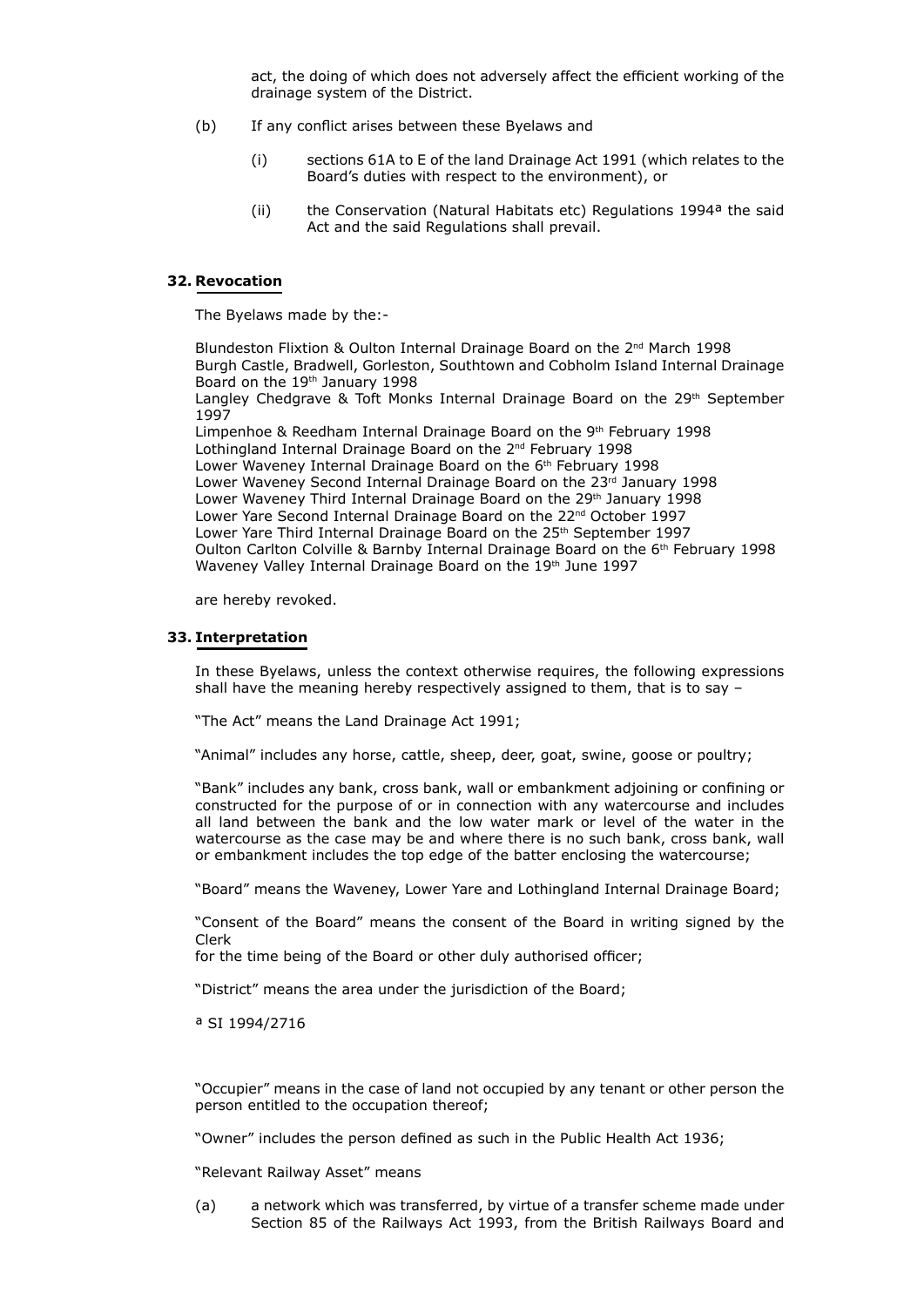act, the doing of which does not adversely affect the efficient working of the drainage system of the District.

(b) If any conflict arises between these Byelaws and

(i) sections 61A to E of the land Drainage Act 1991 (which relates to the Board's duties with respect to the environment), or

(ii) the Conservation (Natural Habitats etc) Regulations 1994[a] the said Act and the said Regulations shall prevail.

## 32. Revocation

The Byelaws made by the:-

Blundeston Flixtion & Oulton Internal Drainage Board on the 2nd March 1998
Burgh Castle, Bradwell, Gorleston, Southtown and Cobholm Island Internal Drainage Board on the 19th January 1998
Langley Chedgrave & Toft Monks Internal Drainage Board on the 29th September 1997
Limpenhoe & Reedham Internal Drainage Board on the 9th February 1998
Lothingland Internal Drainage Board on the 2nd February 1998
Lower Waveney Internal Drainage Board on the 6th February 1998
Lower Waveney Second Internal Drainage Board on the 23rd January 1998
Lower Waveney Third Internal Drainage Board on the 29th January 1998
Lower Yare Second Internal Drainage Board on the 22nd October 1997
Lower Yare Third Internal Drainage Board on the 25th September 1997
Oulton Carlton Colville & Barnby Internal Drainage Board on the 6th February 1998
Waveney Valley Internal Drainage Board on the 19th June 1997

are hereby revoked.

## 33. Interpretation

In these Byelaws, unless the context otherwise requires, the following expressions shall have the meaning hereby respectively assigned to them, that is to say –

"The Act" means the Land Drainage Act 1991;

"Animal" includes any horse, cattle, sheep, deer, goat, swine, goose or poultry;

"Bank" includes any bank, cross bank, wall or embankment adjoining or confining or constructed for the purpose of or in connection with any watercourse and includes all land between the bank and the low water mark or level of the water in the watercourse as the case may be and where there is no such bank, cross bank, wall or embankment includes the top edge of the batter enclosing the watercourse;

"Board" means the Waveney, Lower Yare and Lothingland Internal Drainage Board;

"Consent of the Board" means the consent of the Board in writing signed by the Clerk
for the time being of the Board or other duly authorised officer;

"District" means the area under the jurisdiction of the Board;

[a] SI 1994/2716

"Occupier" means in the case of land not occupied by any tenant or other person the person entitled to the occupation thereof;

"Owner" includes the person defined as such in the Public Health Act 1936;

"Relevant Railway Asset" means

(a) a network which was transferred, by virtue of a transfer scheme made under Section 85 of the Railways Act 1993, from the British Railways Board and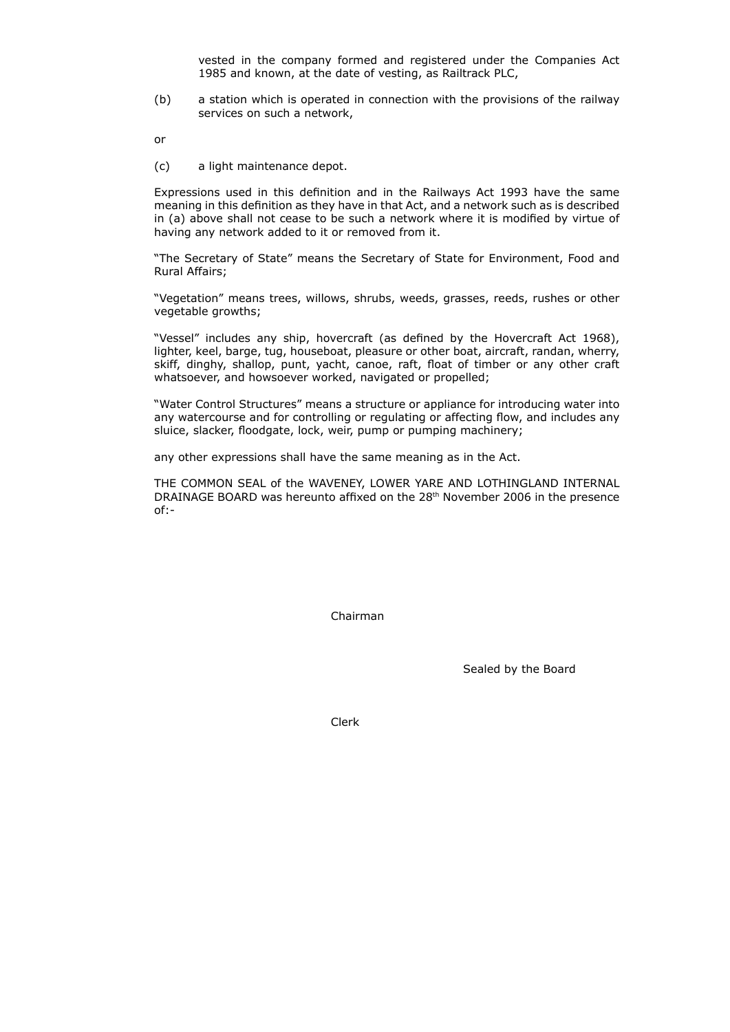vested in the company formed and registered under the Companies Act 1985 and known, at the date of vesting, as Railtrack PLC,

(b) a station which is operated in connection with the provisions of the railway services on such a network,

or

(c) a light maintenance depot.

Expressions used in this definition and in the Railways Act 1993 have the same meaning in this definition as they have in that Act, and a network such as is described in (a) above shall not cease to be such a network where it is modified by virtue of having any network added to it or removed from it.

"The Secretary of State" means the Secretary of State for Environment, Food and Rural Affairs;

"Vegetation" means trees, willows, shrubs, weeds, grasses, reeds, rushes or other vegetable growths;

"Vessel" includes any ship, hovercraft (as defined by the Hovercraft Act 1968), lighter, keel, barge, tug, houseboat, pleasure or other boat, aircraft, randan, wherry, skiff, dinghy, shallop, punt, yacht, canoe, raft, float of timber or any other craft whatsoever, and howsoever worked, navigated or propelled;

"Water Control Structures" means a structure or appliance for introducing water into any watercourse and for controlling or regulating or affecting flow, and includes any sluice, slacker, floodgate, lock, weir, pump or pumping machinery;

any other expressions shall have the same meaning as in the Act.

THE COMMON SEAL of the WAVENEY, LOWER YARE AND LOTHINGLAND INTERNAL DRAINAGE BOARD was hereunto affixed on the 28th November 2006 in the presence of:-

Chairman

Sealed by the Board

Clerk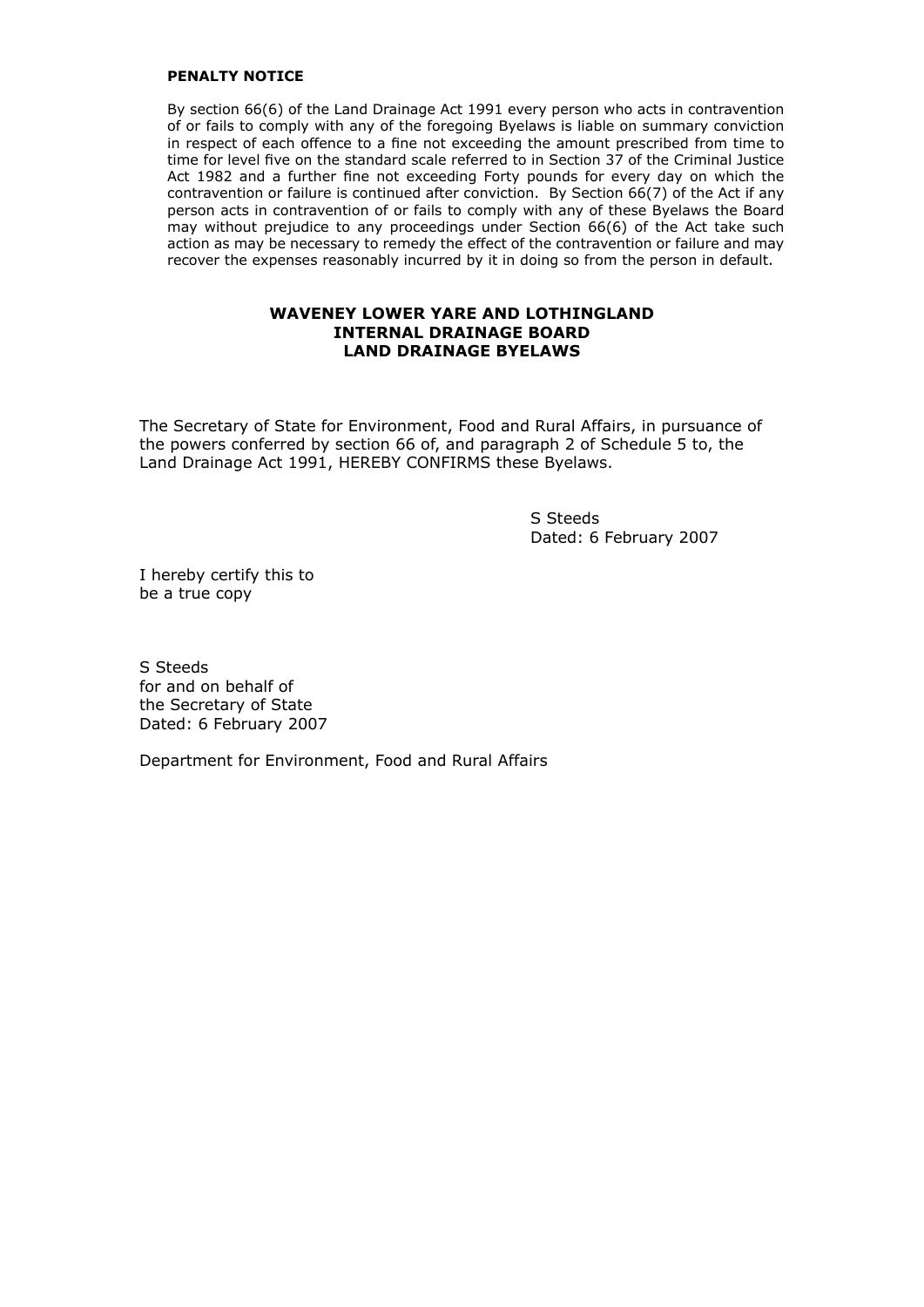**PENALTY NOTICE**

By section 66(6) of the Land Drainage Act 1991 every person who acts in contravention of or fails to comply with any of the foregoing Byelaws is liable on summary conviction in respect of each offence to a fine not exceeding the amount prescribed from time to time for level five on the standard scale referred to in Section 37 of the Criminal Justice Act 1982 and a further fine not exceeding Forty pounds for every day on which the contravention or failure is continued after conviction. By Section 66(7) of the Act if any person acts in contravention of or fails to comply with any of these Byelaws the Board may without prejudice to any proceedings under Section 66(6) of the Act take such action as may be necessary to remedy the effect of the contravention or failure and may recover the expenses reasonably incurred by it in doing so from the person in default.

**WAVENEY LOWER YARE AND LOTHINGLAND INTERNAL DRAINAGE BOARD LAND DRAINAGE BYELAWS**

The Secretary of State for Environment, Food and Rural Affairs, in pursuance of the powers conferred by section 66 of, and paragraph 2 of Schedule 5 to, the Land Drainage Act 1991, HEREBY CONFIRMS these Byelaws.

S Steeds
Dated: 6 February 2007

I hereby certify this to be a true copy

S Steeds
for and on behalf of
the Secretary of State
Dated: 6 February 2007

Department for Environment, Food and Rural Affairs